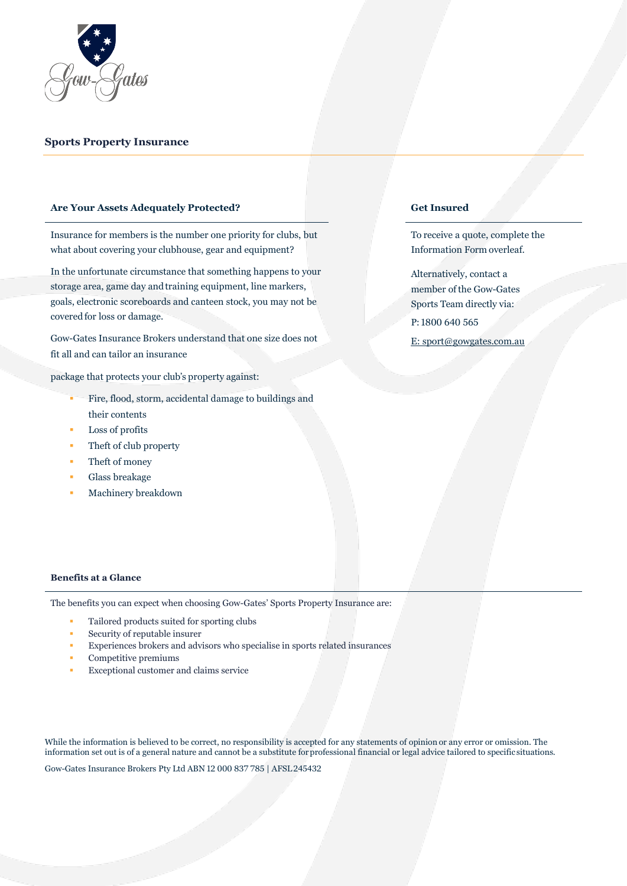# Sports Property Insurance

## Are Your Assets Adequately Protected?

Insurance for members is the number one priority for clubs, but what about covering your clubhouse, gear and equipment?

In the unfortunate circumstance that something happens to your storage area, game day and training equipment, line markers, goals, electronic scoreboards and canteen stock, you may not be covered for loss or damage.

Gow-Gates Insurance Brokers understand that one size does not fit all and can tailor an insurance

package that protects your club's property against:

- Fire, flood, storm, accidental damage to buildings and their contents
- Loss of profits
- Theft of club property
- Theft of money
- Glass breakage
- Machinery breakdown

## Get Insured

To receive a quote, complete the Information Form overleaf.

Alternatively, contact a member of the Gow-Gates Sports Team directly via:

P: 1800 640 565

E: sport@gowgates.com.au

## Benefits at a Glance

The benefits you can expect when choosing Gow-Gates' Sports Property Insurance are:

- Tailored products suited for sporting clubs
- Security of reputable insurer
- Experiences brokers and advisors who specialise in sports related insurances
- Competitive premiums
- Exceptional customer and claims service

While the information is believed to be correct, no responsibility is accepted for any statements of opinion or any error or omission. The information set out is of a general nature and cannot be a substitute for professional financial or legal advice tailored to specific situations.

Gow-Gates Insurance Brokers Pty Ltd ABN 12 000 837 785 | AFSL 245432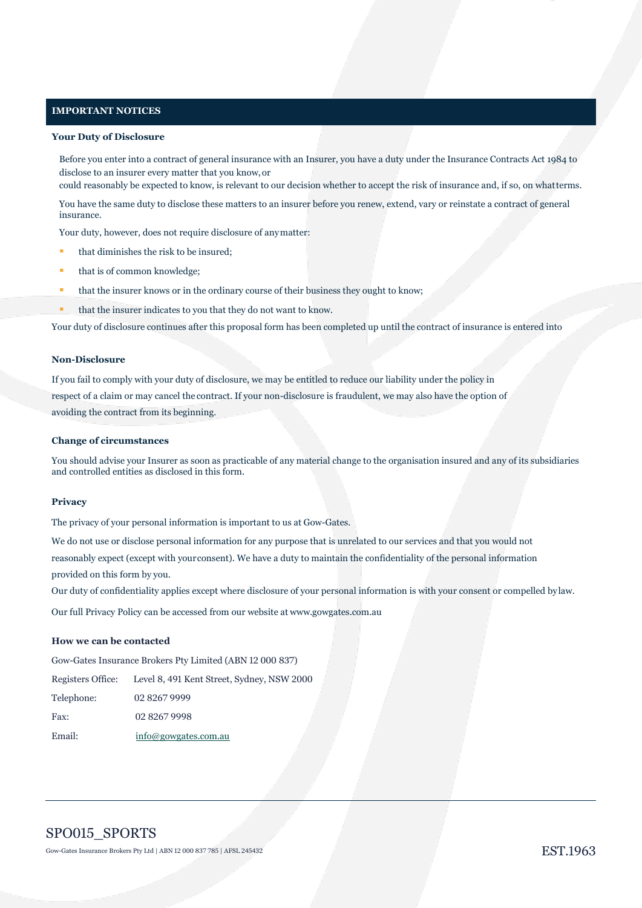## IMPORTANT NOTICES

### Your Duty of Disclosure

Before you enter into a contract of general insurance with an Insurer, you have a duty under the Insurance Contracts Act 1984 to disclose to an insurer every matter that you know, or could reasonably be expected to know, is relevant to our decision whether to accept the risk of insurance and, if so, on what terms.

You have the same duty to disclose these matters to an insurer before you renew, extend, vary or reinstate a contract of general insurance.

Your duty, however, does not require disclosure of any matter:

- that diminishes the risk to be insured;
- that is of common knowledge;
- that the insurer knows or in the ordinary course of their business they ought to know;
- that the insurer indicates to you that they do not want to know.

Your duty of disclosure continues after this proposal form has been completed up until the contract of insurance is entered into

### Non-Disclosure

If you fail to comply with your duty of disclosure, we may be entitled to reduce our liability under the policy in respect of a claim or may cancel the contract. If your non-disclosure is fraudulent, we may also have the option of avoiding the contract from its beginning.

### Change of circumstances

You should advise your Insurer as soon as practicable of any material change to the organisation insured and any of its subsidiaries and controlled entities as disclosed in this form.

### Privacy

The privacy of your personal information is important to us at Gow-Gates.

We do not use or disclose personal information for any purpose that is unrelated to our services and that you would not reasonably expect (except with your consent). We have a duty to maintain the confidentiality of the personal information provided on this form by you.

Our duty of confidentiality applies except where disclosure of your personal information is with your consent or compelled by law.

Our full Privacy Policy can be accessed from our website at www.gowgates.com.au

### How we can be contacted

Gow-Gates Insurance Brokers Pty Limited (ABN 12 000 837)

| | |
|---|---|
| Registers Office: | Level 8, 491 Kent Street, Sydney, NSW 2000 |
| Telephone: | 02 8267 9999 |
| Fax: | 02 8267 9998 |
| Email: | info@gowgates.com.au |

SPO015_SPORTS

Gow-Gates Insurance Brokers Pty Ltd | ABN 12 000 837 785 | AFSL 245432

EST.1963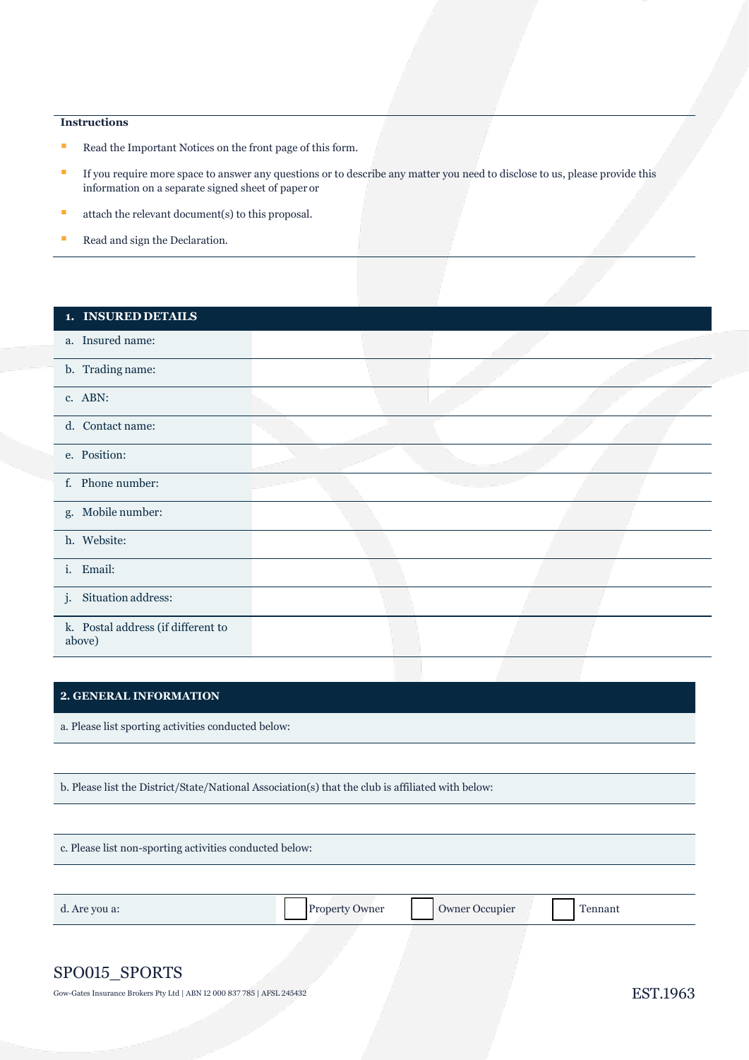**Instructions**

- Read the Important Notices on the front page of this form.
- If you require more space to answer any questions or to describe any matter you need to disclose to us, please provide this information on a separate signed sheet of paper or
- attach the relevant document(s) to this proposal.
- Read and sign the Declaration.

| 1. INSURED DETAILS | |
|---|---|
| a. Insured name: | |
| b. Trading name: | |
| c. ABN: | |
| d. Contact name: | |
| e. Position: | |
| f. Phone number: | |
| g. Mobile number: | |
| h. Website: | |
| i. Email: | |
| j. Situation address: | |
| k. Postal address (if different to above) | |

## 2. GENERAL INFORMATION

a. Please list sporting activities conducted below:

b. Please list the District/State/National Association(s) that the club is affiliated with below:

c. Please list non-sporting activities conducted below:

| d. Are you a: | ☐ Property Owner | ☐ Owner Occupier | ☐ Tennant |
|---|---|---|---|

SPO015_SPORTS

Gow-Gates Insurance Brokers Pty Ltd | ABN 12 000 837 785 | AFSL 245432

EST.1963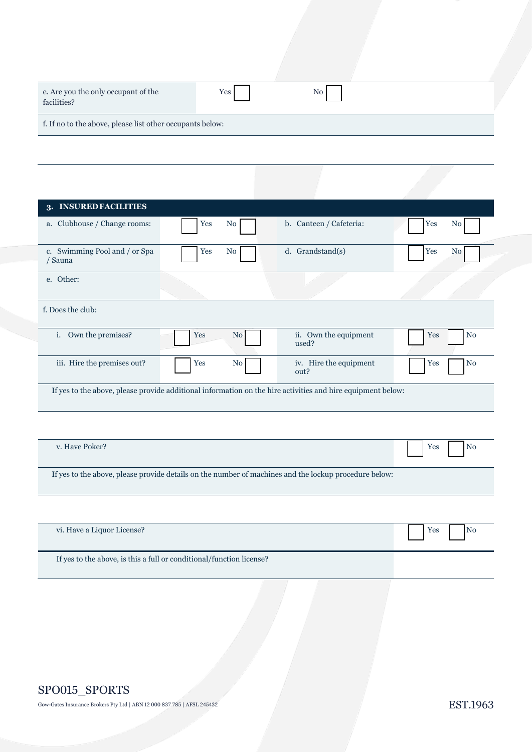| e. Are you the only occupant of the facilities? | Yes ☐ | No ☐ |
|---|---|---|

f. If no to the above, please list other occupants below:

## 3. INSURED FACILITIES

| | | | |
|---|---|---|---|
| a. Clubhouse / Change rooms: | ☐ Yes No ☐ | b. Canteen / Cafeteria: | ☐ Yes No ☐ |
| c. Swimming Pool and / or Spa / Sauna | ☐ Yes No ☐ | d. Grandstand(s) | ☐ Yes No ☐ |
| e. Other: | | | |

f. Does the club:

| | | | |
|---|---|---|---|
| i. Own the premises? | ☐ Yes No ☐ | ii. Own the equipment used? | ☐ Yes ☐ No |
| iii. Hire the premises out? | ☐ Yes No ☐ | iv. Hire the equipment out? | ☐ Yes ☐ No |

If yes to the above, please provide additional information on the hire activities and hire equipment below:

| v. Have Poker? | ☐ Yes ☐ No |
|---|---|

If yes to the above, please provide details on the number of machines and the lockup procedure below:

| vi. Have a Liquor License? | ☐ Yes ☐ No |
|---|---|
| If yes to the above, is this a full or conditional/function license? | |

SPO015_SPORTS

Gow-Gates Insurance Brokers Pty Ltd | ABN 12 000 837 785 | AFSL 245432

EST.1963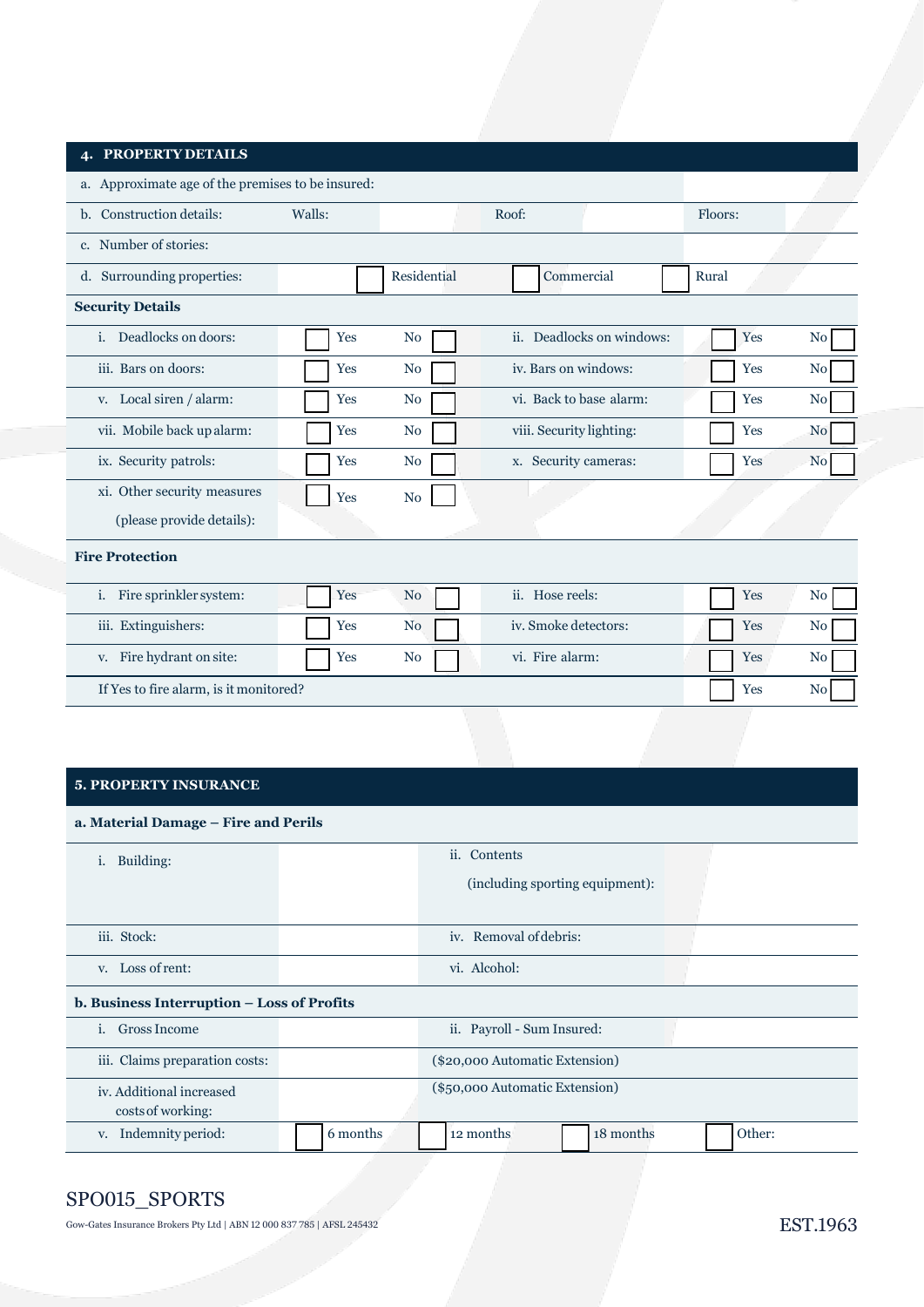## 4. PROPERTY DETAILS

| | | | | | |
|---|---|---|---|---|---|
| a. Approximate age of the premises to be insured: | | | | | |
| b. Construction details: | Walls: | | Roof: | Floors: | |
| c. Number of stories: | | | | | |
| d. Surrounding properties: | ☐ Residential | | ☐ Commercial | ☐ Rural | |

**Security Details**

| | | | | | |
|---|---|---|---|---|---|
| i. Deadlocks on doors: | ☐ Yes | No ☐ | ii. Deadlocks on windows: | ☐ Yes | No ☐ |
| iii. Bars on doors: | ☐ Yes | No ☐ | iv. Bars on windows: | ☐ Yes | No ☐ |
| v. Local siren / alarm: | ☐ Yes | No ☐ | vi. Back to base alarm: | ☐ Yes | No ☐ |
| vii. Mobile back up alarm: | ☐ Yes | No ☐ | viii. Security lighting: | ☐ Yes | No ☐ |
| ix. Security patrols: | ☐ Yes | No ☐ | x. Security cameras: | ☐ Yes | No ☐ |
| xi. Other security measures (please provide details): | ☐ Yes | No ☐ | | | |

**Fire Protection**

| | | | | | |
|---|---|---|---|---|---|
| i. Fire sprinkler system: | ☐ Yes | No ☐ | ii. Hose reels: | ☐ Yes | No ☐ |
| iii. Extinguishers: | ☐ Yes | No ☐ | iv. Smoke detectors: | ☐ Yes | No ☐ |
| v. Fire hydrant on site: | ☐ Yes | No ☐ | vi. Fire alarm: | ☐ Yes | No ☐ |
| If Yes to fire alarm, is it monitored? | | | | ☐ Yes | No ☐ |

## 5. PROPERTY INSURANCE

**a. Material Damage – Fire and Perils**

| | | | |
|---|---|---|---|
| i. Building: | | ii. Contents (including sporting equipment): | |
| iii. Stock: | | iv. Removal of debris: | |
| v. Loss of rent: | | vi. Alcohol: | |

**b. Business Interruption – Loss of Profits**

| | | | | |
|---|---|---|---|---|
| i. Gross Income | | ii. Payroll - Sum Insured: | | |
| iii. Claims preparation costs: | | ($20,000 Automatic Extension) | | |
| iv. Additional increased costs of working: | | ($50,000 Automatic Extension) | | |
| v. Indemnity period: | ☐ 6 months | ☐ 12 months | ☐ 18 months | ☐ Other: |

SPO015_SPORTS

Gow-Gates Insurance Brokers Pty Ltd | ABN 12 000 837 785 | AFSL 245432

EST.1963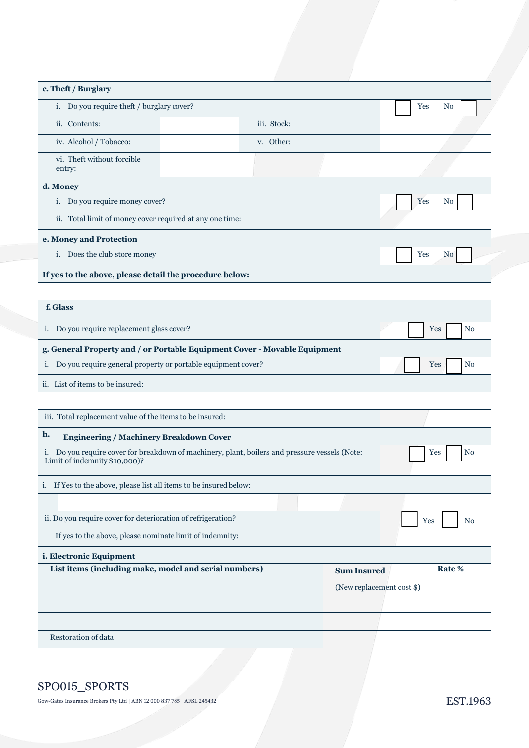| **c. Theft / Burglary** | | | |
|---|---|---|---|
| i. Do you require theft / burglary cover? | | | ☐ Yes No ☐ |
| ii. Contents: | | iii. Stock: | |
| iv. Alcohol / Tobacco: | | v. Other: | |
| vi. Theft without forcible entry: | | | |

| **d. Money** | |
|---|---|
| i. Do you require money cover? | ☐ Yes No ☐ |
| ii. Total limit of money cover required at any one time: | |

| **e. Money and Protection** | |
|---|---|
| i. Does the club store money | ☐ Yes No ☐ |
| **If yes to the above, please detail the procedure below:** | |
| | |

| **f. Glass** | |
|---|---|
| i. Do you require replacement glass cover? | ☐ Yes ☐ No |

| **g. General Property and / or Portable Equipment Cover - Movable Equipment** | |
|---|---|
| i. Do you require general property or portable equipment cover? | ☐ Yes ☐ No |
| ii. List of items to be insured: | |
| | |
| iii. Total replacement value of the items to be insured: | |

| **h. Engineering / Machinery Breakdown Cover** | |
|---|---|
| i. Do you require cover for breakdown of machinery, plant, boilers and pressure vessels (Note: Limit of indemnity $10,000)? | ☐ Yes ☐ No |
| i. If Yes to the above, please list all items to be insured below: | |
| | |
| ii. Do you require cover for deterioration of refrigeration? | ☐ Yes ☐ No |
| If yes to the above, please nominate limit of indemnity: | |

| **i. Electronic Equipment** | | |
|---|---|---|
| **List items (including make, model and serial numbers)** | **Sum Insured** (New replacement cost $) | **Rate %** |
| | | |
| | | |
| Restoration of data | | |

SPO015_SPORTS

Gow-Gates Insurance Brokers Pty Ltd | ABN 12 000 837 785 | AFSL 245432

EST.1963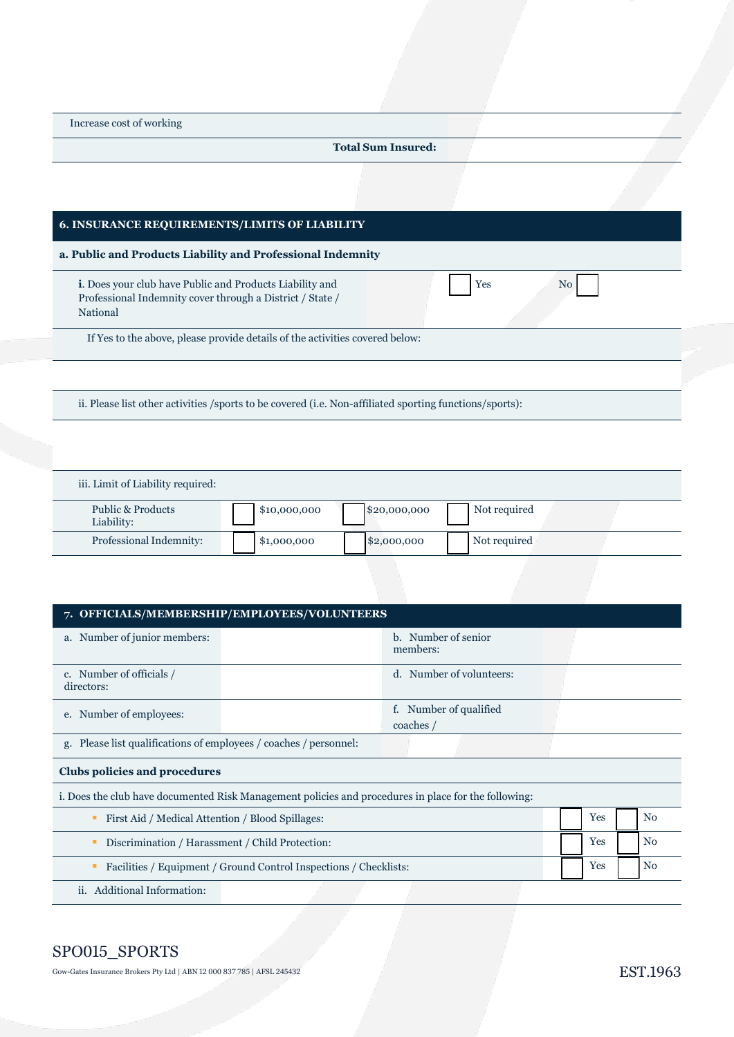| | |
|---|---|
| Increase cost of working | |
| **Total Sum Insured:** | |

## 6. INSURANCE REQUIREMENTS/LIMITS OF LIABILITY

### a. Public and Products Liability and Professional Indemnity

| | | |
|---|---|---|
| **i**. Does your club have Public and Products Liability and Professional Indemnity cover through a District / State / National | ☐ Yes | No ☐ |

If Yes to the above, please provide details of the activities covered below:

ii. Please list other activities /sports to be covered (i.e. Non-affiliated sporting functions/sports):

iii. Limit of Liability required:

| | | | |
|---|---|---|---|
| Public & Products Liability: | ☐ $10,000,000 | ☐ $20,000,000 | ☐ Not required |
| Professional Indemnity: | ☐ $1,000,000 | ☐ $2,000,000 | ☐ Not required |

## 7. OFFICIALS/MEMBERSHIP/EMPLOYEES/VOLUNTEERS

| | | | |
|---|---|---|---|
| a. Number of junior members: | | b. Number of senior members: | |
| c. Number of officials / directors: | | d. Number of volunteers: | |
| e. Number of employees: | | f. Number of qualified coaches / | |
| g. Please list qualifications of employees / coaches / personnel: | | | |

**Clubs policies and procedures**

i. Does the club have documented Risk Management policies and procedures in place for the following:

| | | |
|---|---|---|
| ▪ First Aid / Medical Attention / Blood Spillages: | ☐ Yes | ☐ No |
| ▪ Discrimination / Harassment / Child Protection: | ☐ Yes | ☐ No |
| ▪ Facilities / Equipment / Ground Control Inspections / Checklists: | ☐ Yes | ☐ No |

ii. Additional Information:

SPO015_SPORTS

Gow-Gates Insurance Brokers Pty Ltd | ABN 12 000 837 785 | AFSL 245432

EST.1963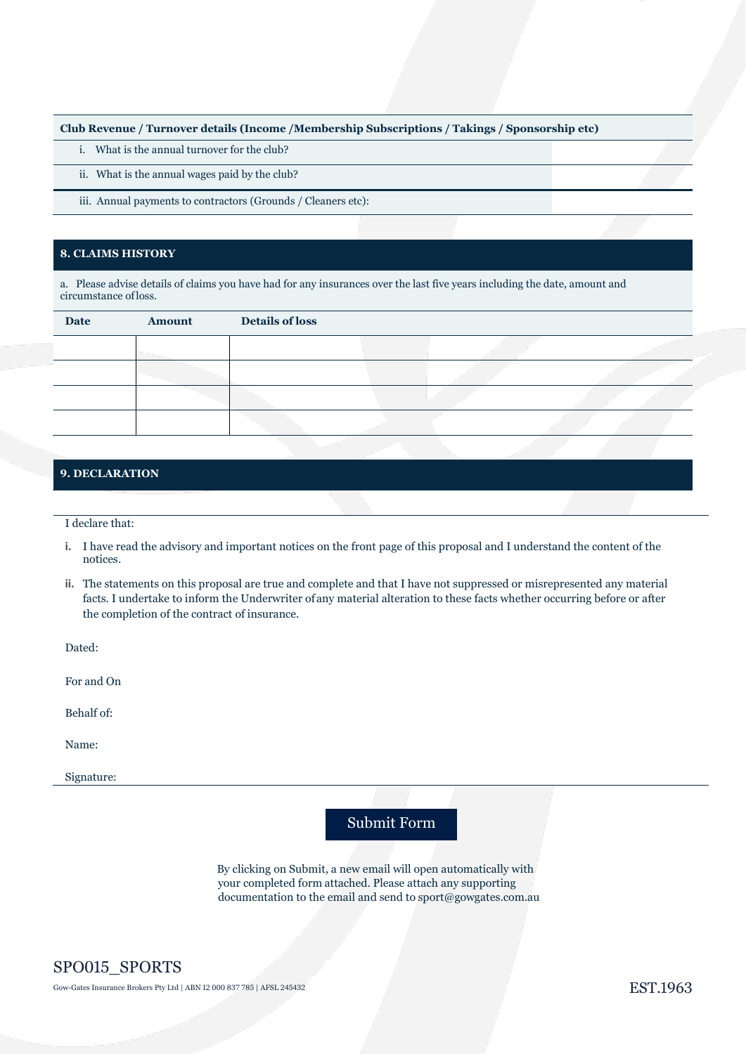**Club Revenue / Turnover details (Income /Membership Subscriptions / Takings / Sponsorship etc)**

| | |
|---|---|
| i. What is the annual turnover for the club? | |
| ii. What is the annual wages paid by the club? | |
| iii. Annual payments to contractors (Grounds / Cleaners etc): | |

## 8. CLAIMS HISTORY

a. Please advise details of claims you have had for any insurances over the last five years including the date, amount and circumstance of loss.

| Date | Amount | Details of loss |
|---|---|---|
| | | |
| | | |
| | | |
| | | |

## 9. DECLARATION

I declare that:

i. I have read the advisory and important notices on the front page of this proposal and I understand the content of the notices.

ii. The statements on this proposal are true and complete and that I have not suppressed or misrepresented any material facts. I undertake to inform the Underwriter of any material alteration to these facts whether occurring before or after the completion of the contract of insurance.

Dated:

For and On

Behalf of:

Name:

Signature:

Submit Form

By clicking on Submit, a new email will open automatically with your completed form attached. Please attach any supporting documentation to the email and send to sport@gowgates.com.au

SPO015_SPORTS

Gow-Gates Insurance Brokers Pty Ltd | ABN 12 000 837 785 | AFSL 245432

EST.1963